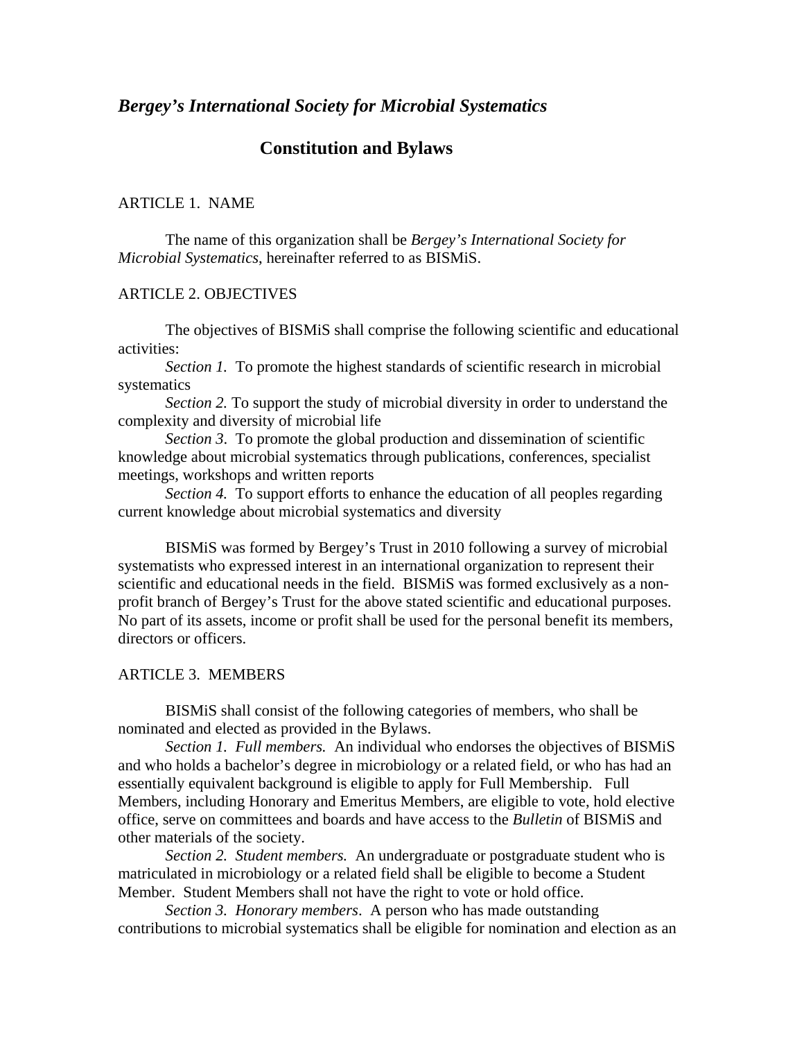# *Bergey's International Society for Microbial Systematics*

## Constitution and Bylaws

### ARTICLE 1. NAME

The name of this organization shall be *Bergey's International Society for Microbial Systematics*, hereinafter referred to as BISMiS.

### ARTICLE 2. OBJECTIVES

The objectives of BISMiS shall comprise the following scientific and educational activities:

*Section 1.* To promote the highest standards of scientific research in microbial systematics

*Section 2.* To support the study of microbial diversity in order to understand the complexity and diversity of microbial life

*Section 3.* To promote the global production and dissemination of scientific knowledge about microbial systematics through publications, conferences, specialist meetings, workshops and written reports

*Section 4.* To support efforts to enhance the education of all peoples regarding current knowledge about microbial systematics and diversity

BISMiS was formed by Bergey's Trust in 2010 following a survey of microbial systematists who expressed interest in an international organization to represent their scientific and educational needs in the field. BISMiS was formed exclusively as a non-profit branch of Bergey's Trust for the above stated scientific and educational purposes. No part of its assets, income or profit shall be used for the personal benefit its members, directors or officers.

### ARTICLE 3. MEMBERS

BISMiS shall consist of the following categories of members, who shall be nominated and elected as provided in the Bylaws.

*Section 1. Full members.* An individual who endorses the objectives of BISMiS and who holds a bachelor's degree in microbiology or a related field, or who has had an essentially equivalent background is eligible to apply for Full Membership. Full Members, including Honorary and Emeritus Members, are eligible to vote, hold elective office, serve on committees and boards and have access to the *Bulletin* of BISMiS and other materials of the society.

*Section 2. Student members.* An undergraduate or postgraduate student who is matriculated in microbiology or a related field shall be eligible to become a Student Member. Student Members shall not have the right to vote or hold office.

*Section 3. Honorary members*. A person who has made outstanding contributions to microbial systematics shall be eligible for nomination and election as an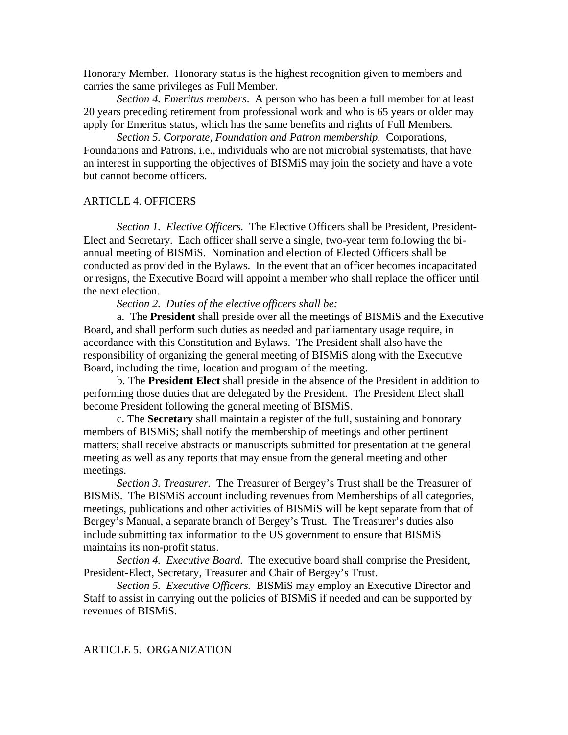Honorary Member. Honorary status is the highest recognition given to members and carries the same privileges as Full Member.

*Section 4. Emeritus members*. A person who has been a full member for at least 20 years preceding retirement from professional work and who is 65 years or older may apply for Emeritus status, which has the same benefits and rights of Full Members.

*Section 5. Corporate, Foundation and Patron membership.* Corporations, Foundations and Patrons, i.e., individuals who are not microbial systematists, that have an interest in supporting the objectives of BISMiS may join the society and have a vote but cannot become officers.

## ARTICLE 4. OFFICERS

*Section 1. Elective Officers.* The Elective Officers shall be President, President-Elect and Secretary. Each officer shall serve a single, two-year term following the bi-annual meeting of BISMiS. Nomination and election of Elected Officers shall be conducted as provided in the Bylaws. In the event that an officer becomes incapacitated or resigns, the Executive Board will appoint a member who shall replace the officer until the next election.

*Section 2. Duties of the elective officers shall be:*

a. The **President** shall preside over all the meetings of BISMiS and the Executive Board, and shall perform such duties as needed and parliamentary usage require, in accordance with this Constitution and Bylaws. The President shall also have the responsibility of organizing the general meeting of BISMiS along with the Executive Board, including the time, location and program of the meeting.

b. The **President Elect** shall preside in the absence of the President in addition to performing those duties that are delegated by the President. The President Elect shall become President following the general meeting of BISMiS.

c. The **Secretary** shall maintain a register of the full, sustaining and honorary members of BISMiS; shall notify the membership of meetings and other pertinent matters; shall receive abstracts or manuscripts submitted for presentation at the general meeting as well as any reports that may ensue from the general meeting and other meetings.

*Section 3. Treasurer.* The Treasurer of Bergey's Trust shall be the Treasurer of BISMiS. The BISMiS account including revenues from Memberships of all categories, meetings, publications and other activities of BISMiS will be kept separate from that of Bergey's Manual, a separate branch of Bergey's Trust. The Treasurer's duties also include submitting tax information to the US government to ensure that BISMiS maintains its non-profit status.

*Section 4. Executive Board.* The executive board shall comprise the President, President-Elect, Secretary, Treasurer and Chair of Bergey's Trust.

*Section 5. Executive Officers.* BISMiS may employ an Executive Director and Staff to assist in carrying out the policies of BISMiS if needed and can be supported by revenues of BISMiS.

## ARTICLE 5. ORGANIZATION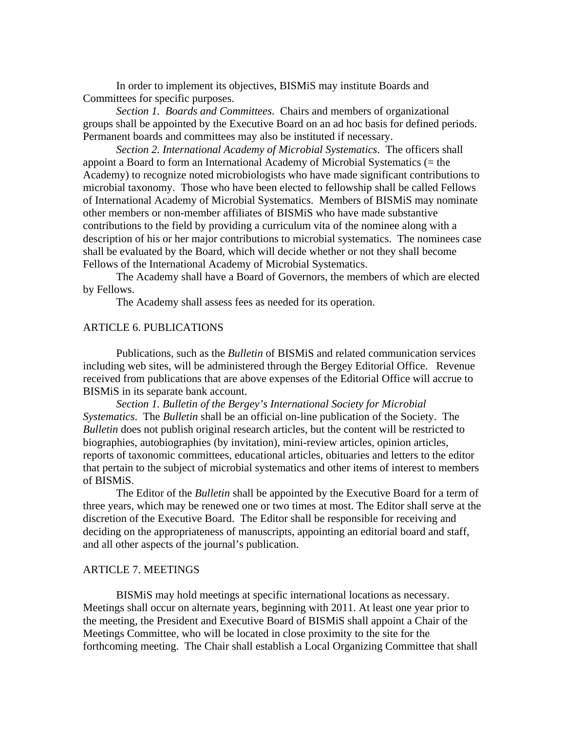In order to implement its objectives, BISMiS may institute Boards and Committees for specific purposes.

*Section 1. Boards and Committees*. Chairs and members of organizational groups shall be appointed by the Executive Board on an ad hoc basis for defined periods. Permanent boards and committees may also be instituted if necessary.

*Section 2. International Academy of Microbial Systematics*. The officers shall appoint a Board to form an International Academy of Microbial Systematics (= the Academy) to recognize noted microbiologists who have made significant contributions to microbial taxonomy. Those who have been elected to fellowship shall be called Fellows of International Academy of Microbial Systematics. Members of BISMiS may nominate other members or non-member affiliates of BISMiS who have made substantive contributions to the field by providing a curriculum vita of the nominee along with a description of his or her major contributions to microbial systematics. The nominees case shall be evaluated by the Board, which will decide whether or not they shall become Fellows of the International Academy of Microbial Systematics.

The Academy shall have a Board of Governors, the members of which are elected by Fellows.

The Academy shall assess fees as needed for its operation.

## ARTICLE 6. PUBLICATIONS

Publications, such as the *Bulletin* of BISMiS and related communication services including web sites, will be administered through the Bergey Editorial Office. Revenue received from publications that are above expenses of the Editorial Office will accrue to BISMiS in its separate bank account.

*Section 1. Bulletin of the Bergey's International Society for Microbial Systematics*. The *Bulletin* shall be an official on-line publication of the Society. The *Bulletin* does not publish original research articles, but the content will be restricted to biographies, autobiographies (by invitation), mini-review articles, opinion articles, reports of taxonomic committees, educational articles, obituaries and letters to the editor that pertain to the subject of microbial systematics and other items of interest to members of BISMiS.

The Editor of the *Bulletin* shall be appointed by the Executive Board for a term of three years, which may be renewed one or two times at most. The Editor shall serve at the discretion of the Executive Board. The Editor shall be responsible for receiving and deciding on the appropriateness of manuscripts, appointing an editorial board and staff, and all other aspects of the journal's publication.

## ARTICLE 7. MEETINGS

BISMiS may hold meetings at specific international locations as necessary. Meetings shall occur on alternate years, beginning with 2011. At least one year prior to the meeting, the President and Executive Board of BISMiS shall appoint a Chair of the Meetings Committee, who will be located in close proximity to the site for the forthcoming meeting. The Chair shall establish a Local Organizing Committee that shall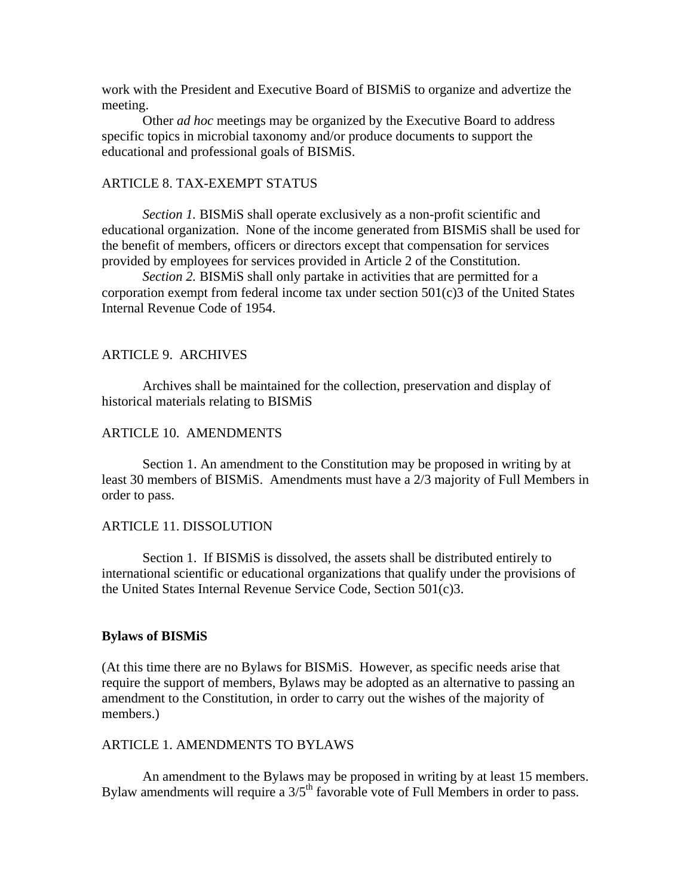work with the President and Executive Board of BISMiS to organize and advertize the meeting.

Other *ad hoc* meetings may be organized by the Executive Board to address specific topics in microbial taxonomy and/or produce documents to support the educational and professional goals of BISMiS.

ARTICLE 8. TAX-EXEMPT STATUS

*Section 1.* BISMiS shall operate exclusively as a non-profit scientific and educational organization. None of the income generated from BISMiS shall be used for the benefit of members, officers or directors except that compensation for services provided by employees for services provided in Article 2 of the Constitution.

*Section 2.* BISMiS shall only partake in activities that are permitted for a corporation exempt from federal income tax under section 501(c)3 of the United States Internal Revenue Code of 1954.

ARTICLE 9. ARCHIVES

Archives shall be maintained for the collection, preservation and display of historical materials relating to BISMiS

ARTICLE 10. AMENDMENTS

Section 1. An amendment to the Constitution may be proposed in writing by at least 30 members of BISMiS. Amendments must have a 2/3 majority of Full Members in order to pass.

ARTICLE 11. DISSOLUTION

Section 1. If BISMiS is dissolved, the assets shall be distributed entirely to international scientific or educational organizations that qualify under the provisions of the United States Internal Revenue Service Code, Section 501(c)3.

**Bylaws of BISMiS**

(At this time there are no Bylaws for BISMiS. However, as specific needs arise that require the support of members, Bylaws may be adopted as an alternative to passing an amendment to the Constitution, in order to carry out the wishes of the majority of members.)

ARTICLE 1. AMENDMENTS TO BYLAWS

An amendment to the Bylaws may be proposed in writing by at least 15 members. Bylaw amendments will require a 3/5th favorable vote of Full Members in order to pass.